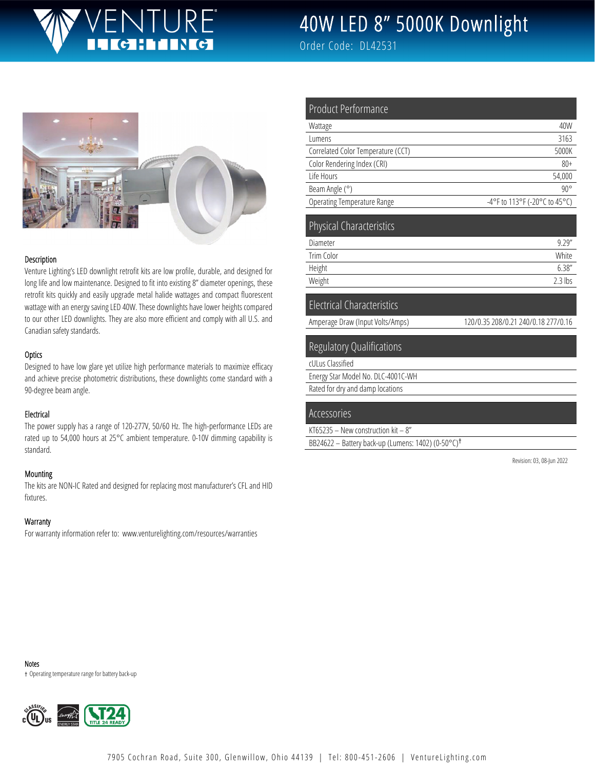# 40W LED 8" 5000K Downlight

Order Code: DL42531

## Description

Venture Lighting's LED downlight retrofit kits are low profile, durable, and designed for long life and low maintenance. Designed to fit into existing 8" diameter openings, these retrofit kits quickly and easily upgrade metal halide wattages and compact fluorescent wattage with an energy saving LED 40W. These downlights have lower heights compared to our other LED downlights. They are also more efficient and comply with all U.S. and Canadian safety standards.

## Optics

Designed to have low glare yet utilize high performance materials to maximize efficacy and achieve precise photometric distributions, these downlights come standard with a 90-degree beam angle.

## Electrical

The power supply has a range of 120-277V, 50/60 Hz. The high-performance LEDs are rated up to 54,000 hours at 25°C ambient temperature. 0-10V dimming capability is standard.

## Mounting

The kits are NON-IC Rated and designed for replacing most manufacturer's CFL and HID fixtures.

## Warranty

For warranty information refer to: www.venturelighting.com/resources/warranties

## Product Performance

| | |
|---|---|
| Wattage | 40W |
| Lumens | 3163 |
| Correlated Color Temperature (CCT) | 5000K |
| Color Rendering Index (CRI) | 80+ |
| Life Hours | 54,000 |
| Beam Angle (°) | 90° |
| Operating Temperature Range | -4°F to 113°F (-20°C to 45°C) |

## Physical Characteristics

| | |
|---|---|
| Diameter | 9.29" |
| Trim Color | White |
| Height | 6.38" |
| Weight | 2.3 lbs |

## Electrical Characteristics

| | |
|---|---|
| Amperage Draw (Input Volts/Amps) | 120/0.35 208/0.21 240/0.18 277/0.16 |

## Regulatory Qualifications

- cULus Classified
- Energy Star Model No. DLC-4001C-WH
- Rated for dry and damp locations

## Accessories

- KT65235 – New construction kit – 8"
- BB24622 – Battery back-up (Lumens: 1402) (0-50°C)†

Revision: 03, 08-Jun 2022

## Notes

† Operating temperature range for battery back-up

7905 Cochran Road, Suite 300, Glenwillow, Ohio 44139 | Tel: 800-451-2606 | VentureLighting.com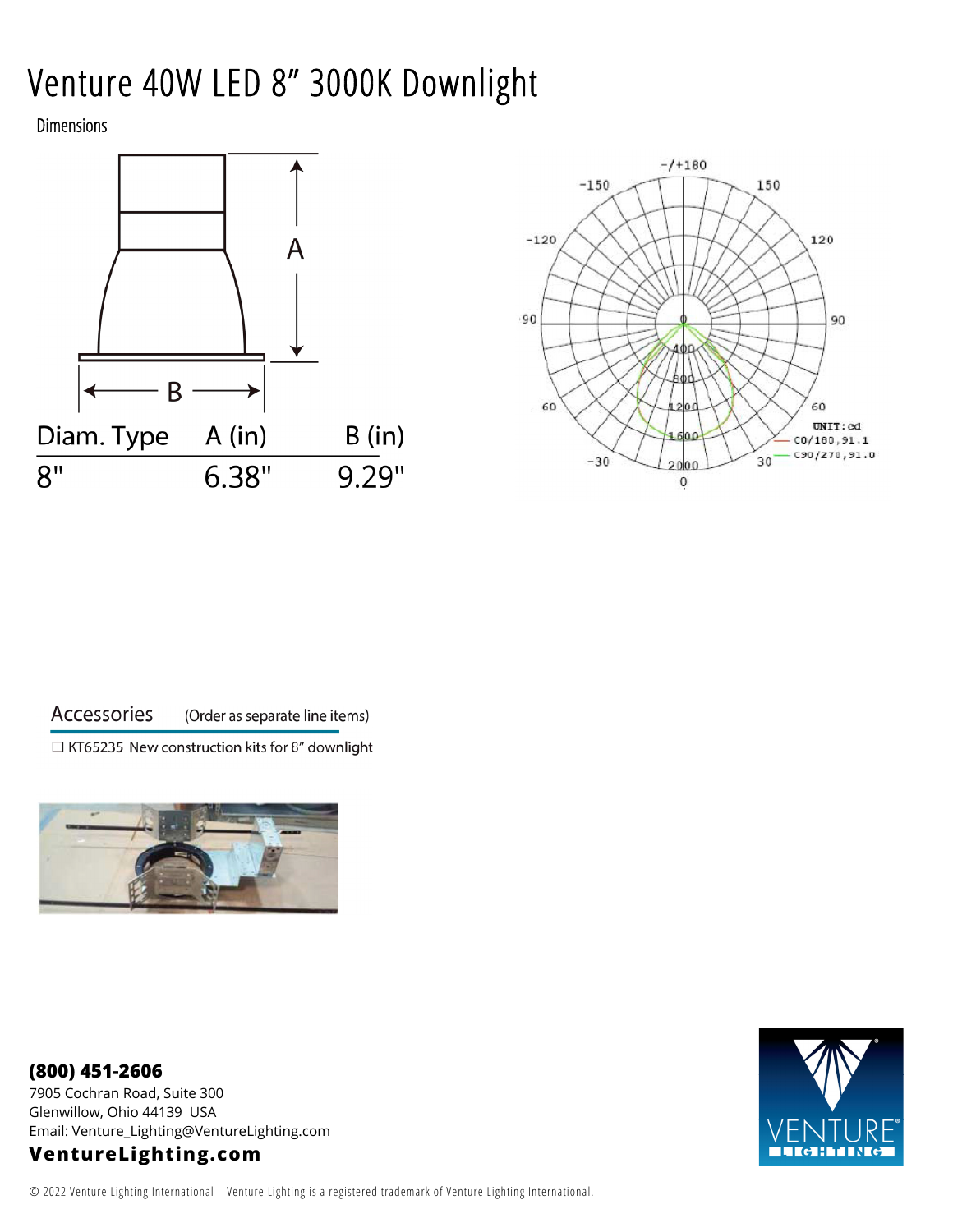# Venture 40W LED 8" 3000K Downlight

Dimensions

A

B

| Diam. Type | A (in) | B (in) |
|---|---|---|
| 8" | 6.38" | 9.29" |

-/+180
-150
150
-120
120
90
90
-60
60
-30
30
0
400
800
1200
1600
2000
0

UNIT:cd
C0/180,91.1
C90/270,91.0

## Accessories (Order as separate line items)

☐ KT65235 New construction kits for 8" downlight

**(800) 451-2606**
7905 Cochran Road, Suite 300
Glenwillow, Ohio 44139 USA
Email: Venture_Lighting@VentureLighting.com
**VentureLighting.com**

VENTURE LIGHTING

© 2022 Venture Lighting International Venture Lighting is a registered trademark of Venture Lighting International.